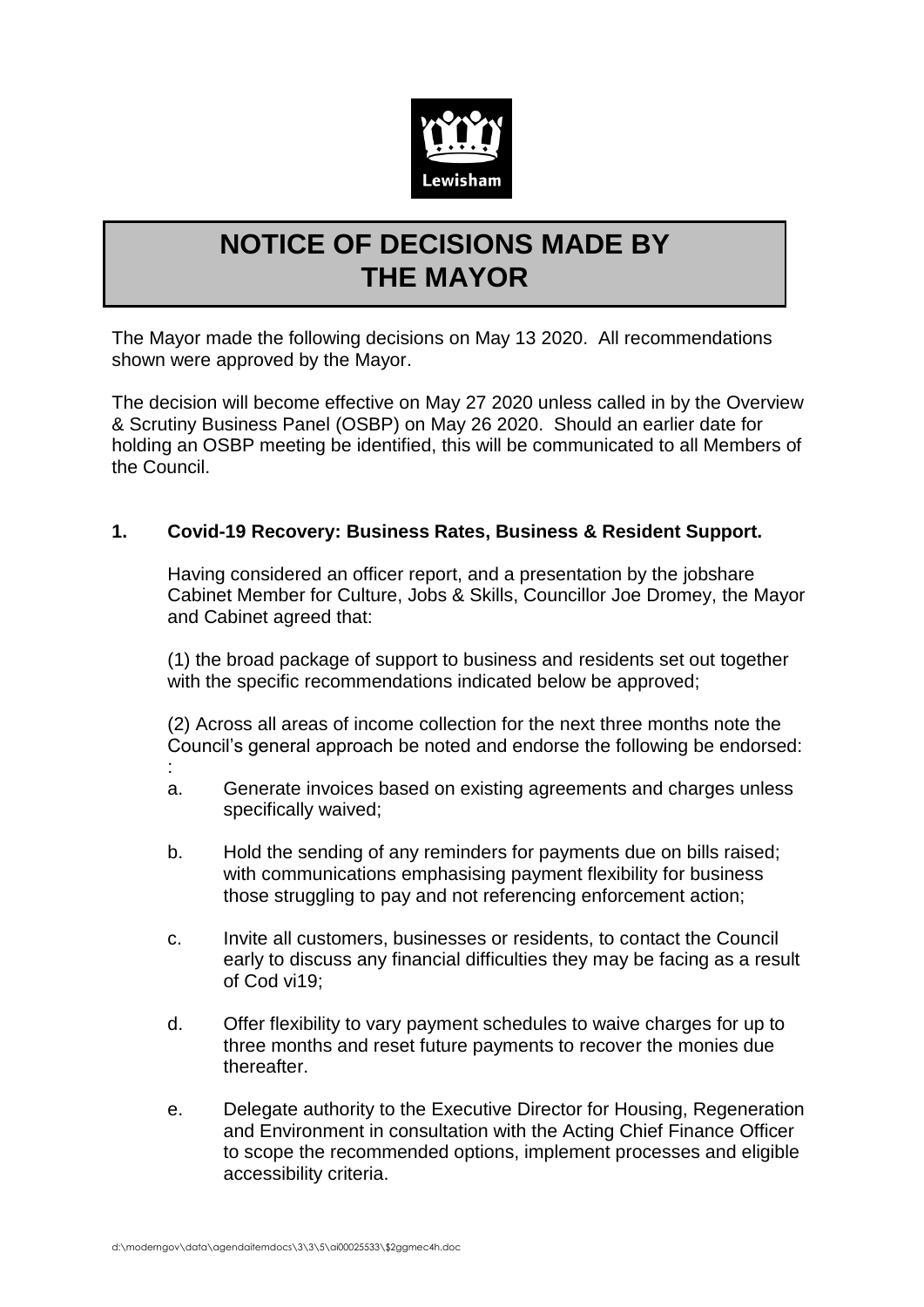Lewisham

# NOTICE OF DECISIONS MADE BY THE MAYOR

The Mayor made the following decisions on May 13 2020. All recommendations shown were approved by the Mayor.

The decision will become effective on May 27 2020 unless called in by the Overview & Scrutiny Business Panel (OSBP) on May 26 2020. Should an earlier date for holding an OSBP meeting be identified, this will be communicated to all Members of the Council.

## 1. Covid-19 Recovery: Business Rates, Business & Resident Support.

Having considered an officer report, and a presentation by the jobshare Cabinet Member for Culture, Jobs & Skills, Councillor Joe Dromey, the Mayor and Cabinet agreed that:

(1) the broad package of support to business and residents set out together with the specific recommendations indicated below be approved;

(2) Across all areas of income collection for the next three months note the Council's general approach be noted and endorse the following be endorsed:
:

a. Generate invoices based on existing agreements and charges unless specifically waived;

b. Hold the sending of any reminders for payments due on bills raised; with communications emphasising payment flexibility for business those struggling to pay and not referencing enforcement action;

c. Invite all customers, businesses or residents, to contact the Council early to discuss any financial difficulties they may be facing as a result of Cod vi19;

d. Offer flexibility to vary payment schedules to waive charges for up to three months and reset future payments to recover the monies due thereafter.

e. Delegate authority to the Executive Director for Housing, Regeneration and Environment in consultation with the Acting Chief Finance Officer to scope the recommended options, implement processes and eligible accessibility criteria.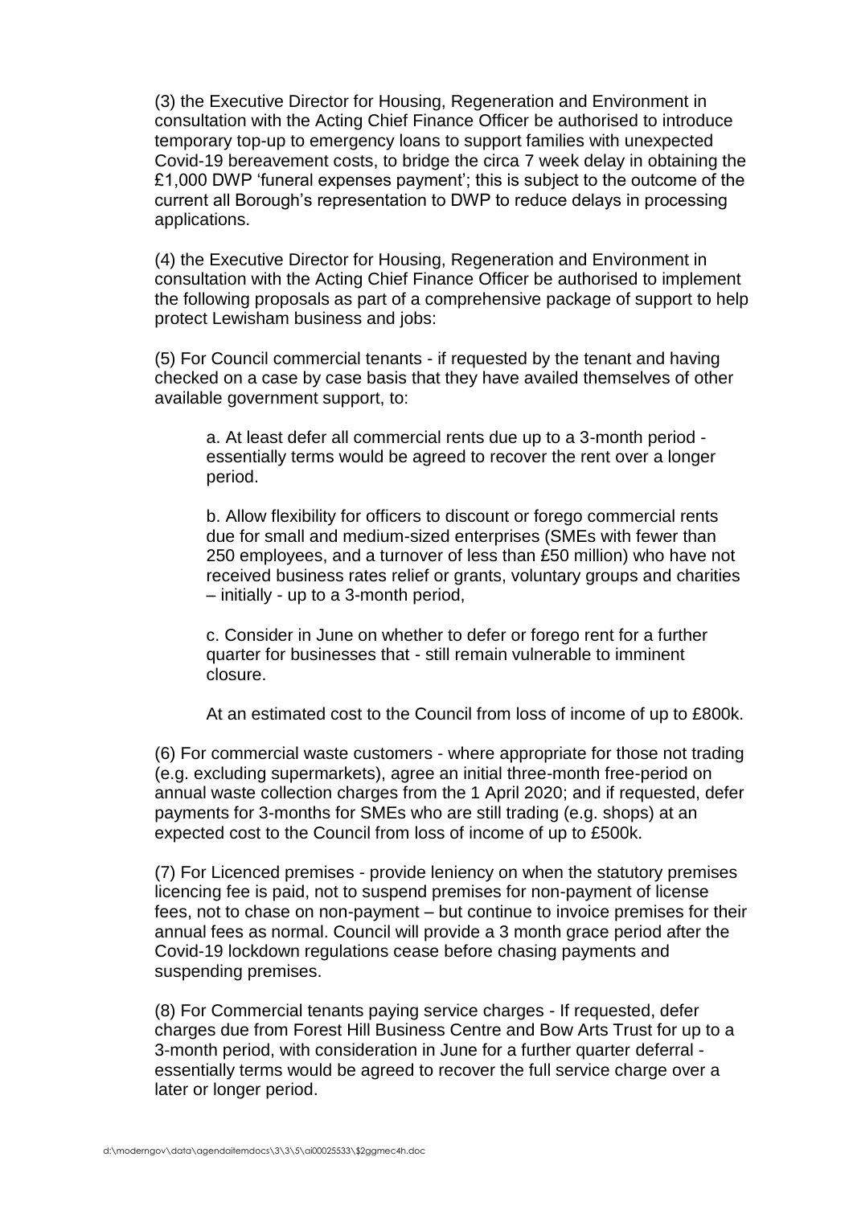(3) the Executive Director for Housing, Regeneration and Environment in consultation with the Acting Chief Finance Officer be authorised to introduce temporary top-up to emergency loans to support families with unexpected Covid-19 bereavement costs, to bridge the circa 7 week delay in obtaining the £1,000 DWP 'funeral expenses payment'; this is subject to the outcome of the current all Borough's representation to DWP to reduce delays in processing applications.

(4) the Executive Director for Housing, Regeneration and Environment in consultation with the Acting Chief Finance Officer be authorised to implement the following proposals as part of a comprehensive package of support to help protect Lewisham business and jobs:

(5) For Council commercial tenants - if requested by the tenant and having checked on a case by case basis that they have availed themselves of other available government support, to:

> a. At least defer all commercial rents due up to a 3-month period - essentially terms would be agreed to recover the rent over a longer period.
>
> b. Allow flexibility for officers to discount or forego commercial rents due for small and medium-sized enterprises (SMEs with fewer than 250 employees, and a turnover of less than £50 million) who have not received business rates relief or grants, voluntary groups and charities – initially - up to a 3-month period,
>
> c. Consider in June on whether to defer or forego rent for a further quarter for businesses that - still remain vulnerable to imminent closure.
>
> At an estimated cost to the Council from loss of income of up to £800k.

(6) For commercial waste customers - where appropriate for those not trading (e.g. excluding supermarkets), agree an initial three-month free-period on annual waste collection charges from the 1 April 2020; and if requested, defer payments for 3-months for SMEs who are still trading (e.g. shops) at an expected cost to the Council from loss of income of up to £500k.

(7) For Licenced premises - provide leniency on when the statutory premises licencing fee is paid, not to suspend premises for non-payment of license fees, not to chase on non-payment – but continue to invoice premises for their annual fees as normal. Council will provide a 3 month grace period after the Covid-19 lockdown regulations cease before chasing payments and suspending premises.

(8) For Commercial tenants paying service charges - If requested, defer charges due from Forest Hill Business Centre and Bow Arts Trust for up to a 3-month period, with consideration in June for a further quarter deferral - essentially terms would be agreed to recover the full service charge over a later or longer period.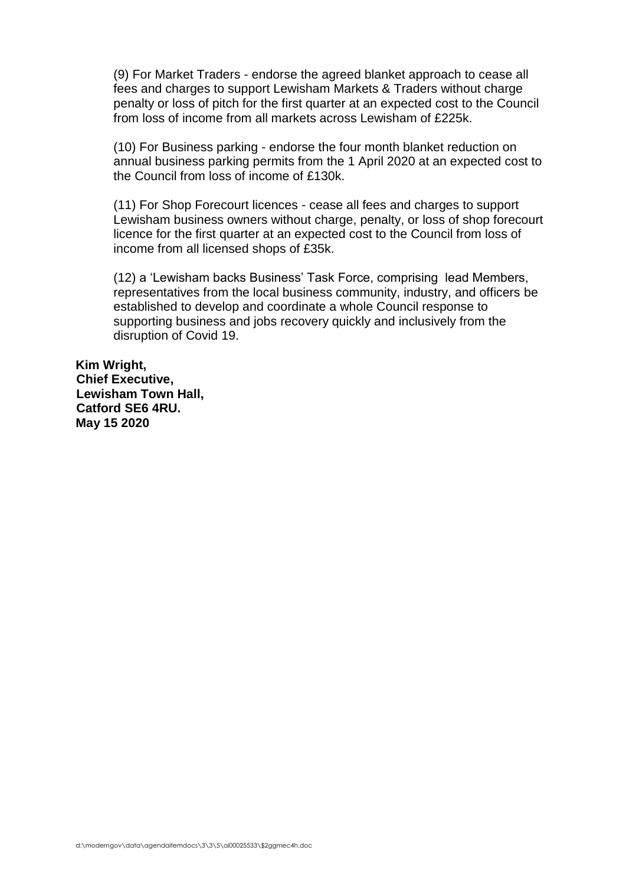(9) For Market Traders - endorse the agreed blanket approach to cease all fees and charges to support Lewisham Markets & Traders without charge penalty or loss of pitch for the first quarter at an expected cost to the Council from loss of income from all markets across Lewisham of £225k.

(10) For Business parking - endorse the four month blanket reduction on annual business parking permits from the 1 April 2020 at an expected cost to the Council from loss of income of £130k.

(11) For Shop Forecourt licences - cease all fees and charges to support Lewisham business owners without charge, penalty, or loss of shop forecourt licence for the first quarter at an expected cost to the Council from loss of income from all licensed shops of £35k.

(12) a 'Lewisham backs Business' Task Force, comprising lead Members, representatives from the local business community, industry, and officers be established to develop and coordinate a whole Council response to supporting business and jobs recovery quickly and inclusively from the disruption of Covid 19.

**Kim Wright,**
**Chief Executive,**
**Lewisham Town Hall,**
**Catford SE6 4RU.**
**May 15 2020**

d:\moderngov\data\agendaitemdocs\3\3\5\ai00025533\$2ggmec4h.doc